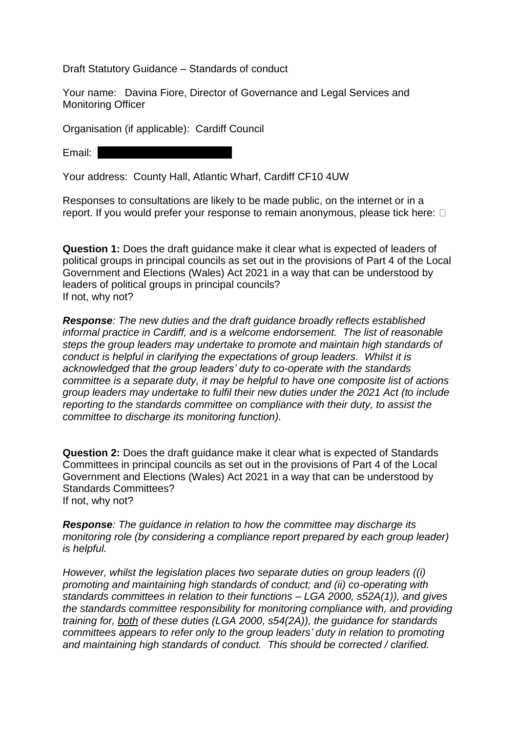Draft Statutory Guidance – Standards of conduct

Your name: Davina Fiore, Director of Governance and Legal Services and Monitoring Officer

Organisation (if applicable): Cardiff Council

Email:

Your address: County Hall, Atlantic Wharf, Cardiff CF10 4UW

Responses to consultations are likely to be made public, on the internet or in a report. If you would prefer your response to remain anonymous, please tick here: ☐

**Question 1:** Does the draft guidance make it clear what is expected of leaders of political groups in principal councils as set out in the provisions of Part 4 of the Local Government and Elections (Wales) Act 2021 in a way that can be understood by leaders of political groups in principal councils?
If not, why not?

***Response****: The new duties and the draft guidance broadly reflects established informal practice in Cardiff, and is a welcome endorsement. The list of reasonable steps the group leaders may undertake to promote and maintain high standards of conduct is helpful in clarifying the expectations of group leaders. Whilst it is acknowledged that the group leaders' duty to co-operate with the standards committee is a separate duty, it may be helpful to have one composite list of actions group leaders may undertake to fulfil their new duties under the 2021 Act (to include reporting to the standards committee on compliance with their duty, to assist the committee to discharge its monitoring function).*

**Question 2:** Does the draft guidance make it clear what is expected of Standards Committees in principal councils as set out in the provisions of Part 4 of the Local Government and Elections (Wales) Act 2021 in a way that can be understood by Standards Committees?
If not, why not?

***Response****: The guidance in relation to how the committee may discharge its monitoring role (by considering a compliance report prepared by each group leader) is helpful.*

*However, whilst the legislation places two separate duties on group leaders ((i) promoting and maintaining high standards of conduct; and (ii) co-operating with standards committees in relation to their functions – LGA 2000, s52A(1)), and gives the standards committee responsibility for monitoring compliance with, and providing training for, <u>both</u> of these duties (LGA 2000, s54(2A)), the guidance for standards committees appears to refer only to the group leaders' duty in relation to promoting and maintaining high standards of conduct. This should be corrected / clarified.*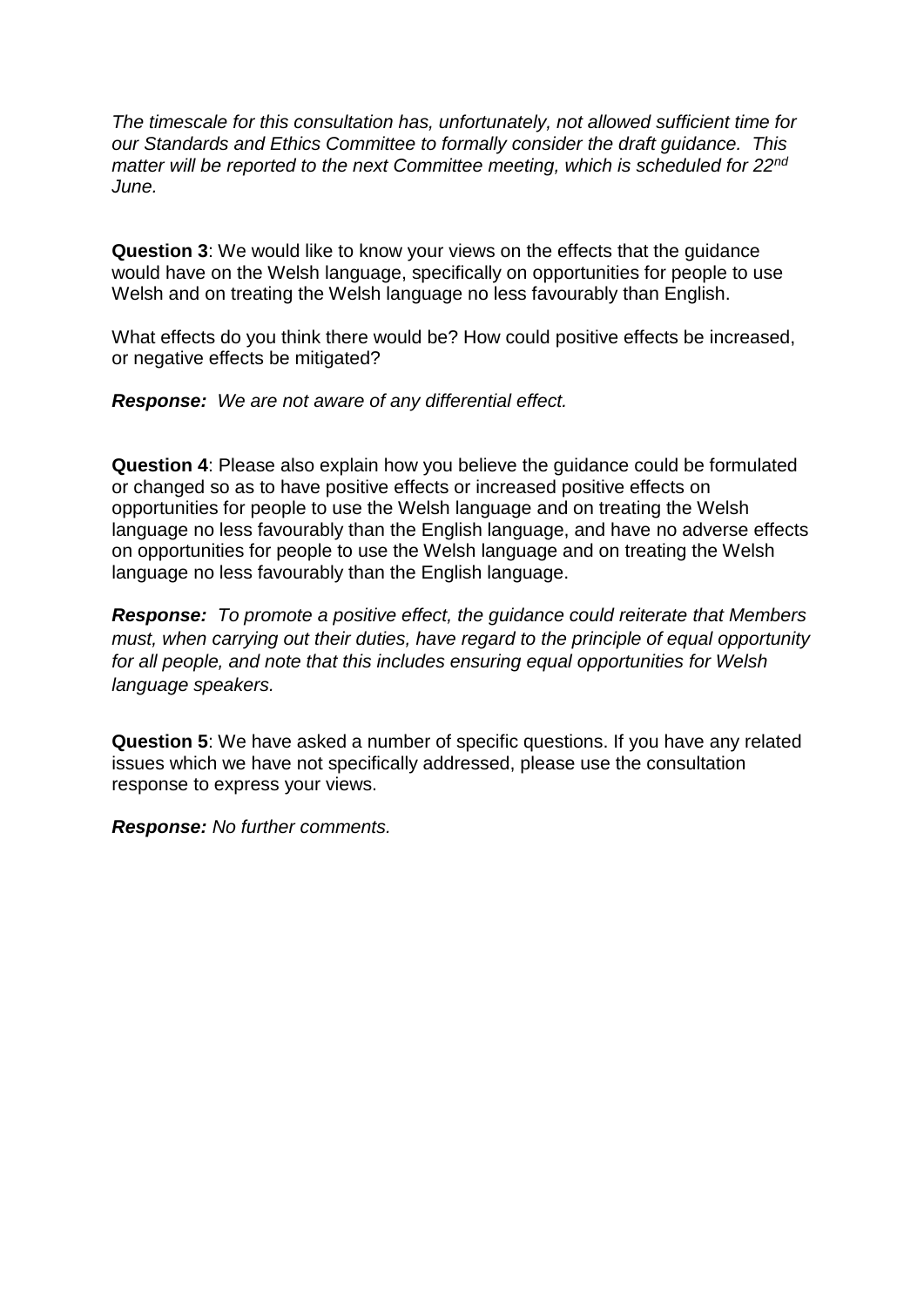*The timescale for this consultation has, unfortunately, not allowed sufficient time for our Standards and Ethics Committee to formally consider the draft guidance. This matter will be reported to the next Committee meeting, which is scheduled for 22nd June.*

**Question 3**: We would like to know your views on the effects that the guidance would have on the Welsh language, specifically on opportunities for people to use Welsh and on treating the Welsh language no less favourably than English.

What effects do you think there would be? How could positive effects be increased, or negative effects be mitigated?

***Response:*** *We are not aware of any differential effect.*

**Question 4**: Please also explain how you believe the guidance could be formulated or changed so as to have positive effects or increased positive effects on opportunities for people to use the Welsh language and on treating the Welsh language no less favourably than the English language, and have no adverse effects on opportunities for people to use the Welsh language and on treating the Welsh language no less favourably than the English language.

***Response:*** *To promote a positive effect, the guidance could reiterate that Members must, when carrying out their duties, have regard to the principle of equal opportunity for all people, and note that this includes ensuring equal opportunities for Welsh language speakers.*

**Question 5**: We have asked a number of specific questions. If you have any related issues which we have not specifically addressed, please use the consultation response to express your views.

***Response:*** *No further comments.*